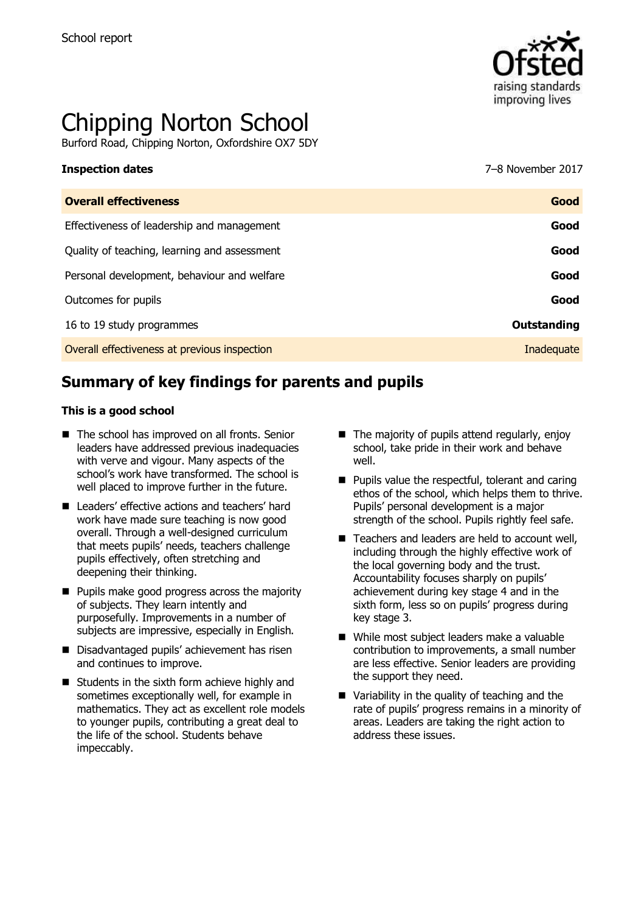School report

# Chipping Norton School

Burford Road, Chipping Norton, Oxfordshire OX7 5DY

**Inspection dates** 7–8 November 2017

| **Overall effectiveness** | **Good** |
| --- | --- |
| Effectiveness of leadership and management | **Good** |
| Quality of teaching, learning and assessment | **Good** |
| Personal development, behaviour and welfare | **Good** |
| Outcomes for pupils | **Good** |
| 16 to 19 study programmes | **Outstanding** |
| Overall effectiveness at previous inspection | Inadequate |

## Summary of key findings for parents and pupils

**This is a good school**

- The school has improved on all fronts. Senior leaders have addressed previous inadequacies with verve and vigour. Many aspects of the school's work have transformed. The school is well placed to improve further in the future.
- Leaders' effective actions and teachers' hard work have made sure teaching is now good overall. Through a well-designed curriculum that meets pupils' needs, teachers challenge pupils effectively, often stretching and deepening their thinking.
- Pupils make good progress across the majority of subjects. They learn intently and purposefully. Improvements in a number of subjects are impressive, especially in English.
- Disadvantaged pupils' achievement has risen and continues to improve.
- Students in the sixth form achieve highly and sometimes exceptionally well, for example in mathematics. They act as excellent role models to younger pupils, contributing a great deal to the life of the school. Students behave impeccably.
- The majority of pupils attend regularly, enjoy school, take pride in their work and behave well.
- Pupils value the respectful, tolerant and caring ethos of the school, which helps them to thrive. Pupils' personal development is a major strength of the school. Pupils rightly feel safe.
- Teachers and leaders are held to account well, including through the highly effective work of the local governing body and the trust. Accountability focuses sharply on pupils' achievement during key stage 4 and in the sixth form, less so on pupils' progress during key stage 3.
- While most subject leaders make a valuable contribution to improvements, a small number are less effective. Senior leaders are providing the support they need.
- Variability in the quality of teaching and the rate of pupils' progress remains in a minority of areas. Leaders are taking the right action to address these issues.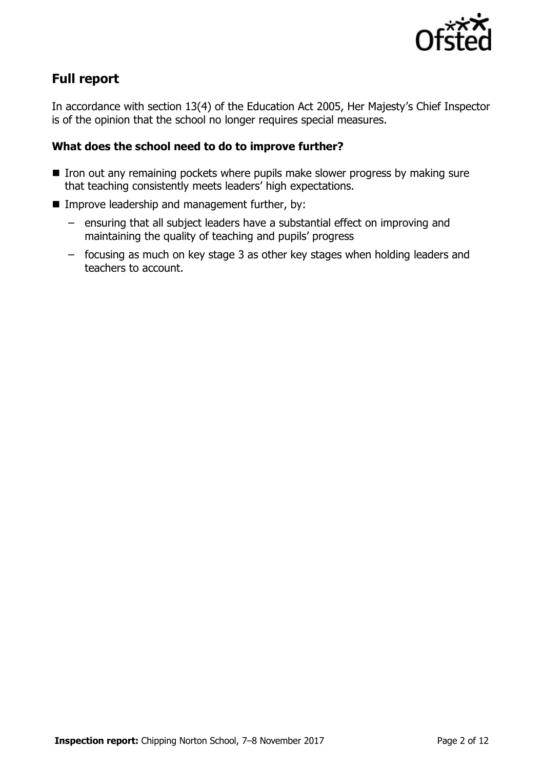## Full report

In accordance with section 13(4) of the Education Act 2005, Her Majesty's Chief Inspector is of the opinion that the school no longer requires special measures.

### What does the school need to do to improve further?

- Iron out any remaining pockets where pupils make slower progress by making sure that teaching consistently meets leaders' high expectations.
- Improve leadership and management further, by:
  - ensuring that all subject leaders have a substantial effect on improving and maintaining the quality of teaching and pupils' progress
  - focusing as much on key stage 3 as other key stages when holding leaders and teachers to account.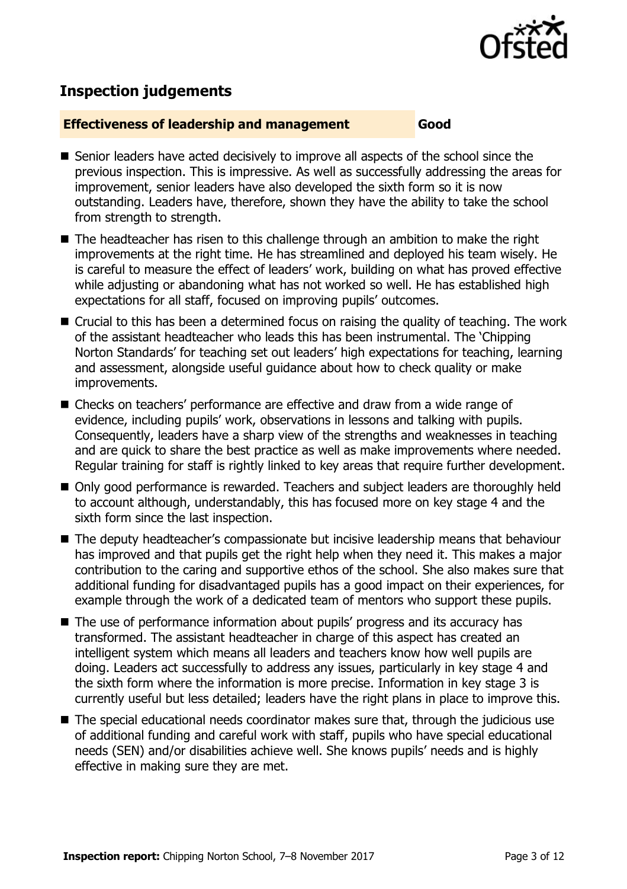## Inspection judgements

**Effectiveness of leadership and management** **Good**

- Senior leaders have acted decisively to improve all aspects of the school since the previous inspection. This is impressive. As well as successfully addressing the areas for improvement, senior leaders have also developed the sixth form so it is now outstanding. Leaders have, therefore, shown they have the ability to take the school from strength to strength.
- The headteacher has risen to this challenge through an ambition to make the right improvements at the right time. He has streamlined and deployed his team wisely. He is careful to measure the effect of leaders' work, building on what has proved effective while adjusting or abandoning what has not worked so well. He has established high expectations for all staff, focused on improving pupils' outcomes.
- Crucial to this has been a determined focus on raising the quality of teaching. The work of the assistant headteacher who leads this has been instrumental. The 'Chipping Norton Standards' for teaching set out leaders' high expectations for teaching, learning and assessment, alongside useful guidance about how to check quality or make improvements.
- Checks on teachers' performance are effective and draw from a wide range of evidence, including pupils' work, observations in lessons and talking with pupils. Consequently, leaders have a sharp view of the strengths and weaknesses in teaching and are quick to share the best practice as well as make improvements where needed. Regular training for staff is rightly linked to key areas that require further development.
- Only good performance is rewarded. Teachers and subject leaders are thoroughly held to account although, understandably, this has focused more on key stage 4 and the sixth form since the last inspection.
- The deputy headteacher's compassionate but incisive leadership means that behaviour has improved and that pupils get the right help when they need it. This makes a major contribution to the caring and supportive ethos of the school. She also makes sure that additional funding for disadvantaged pupils has a good impact on their experiences, for example through the work of a dedicated team of mentors who support these pupils.
- The use of performance information about pupils' progress and its accuracy has transformed. The assistant headteacher in charge of this aspect has created an intelligent system which means all leaders and teachers know how well pupils are doing. Leaders act successfully to address any issues, particularly in key stage 4 and the sixth form where the information is more precise. Information in key stage 3 is currently useful but less detailed; leaders have the right plans in place to improve this.
- The special educational needs coordinator makes sure that, through the judicious use of additional funding and careful work with staff, pupils who have special educational needs (SEN) and/or disabilities achieve well. She knows pupils' needs and is highly effective in making sure they are met.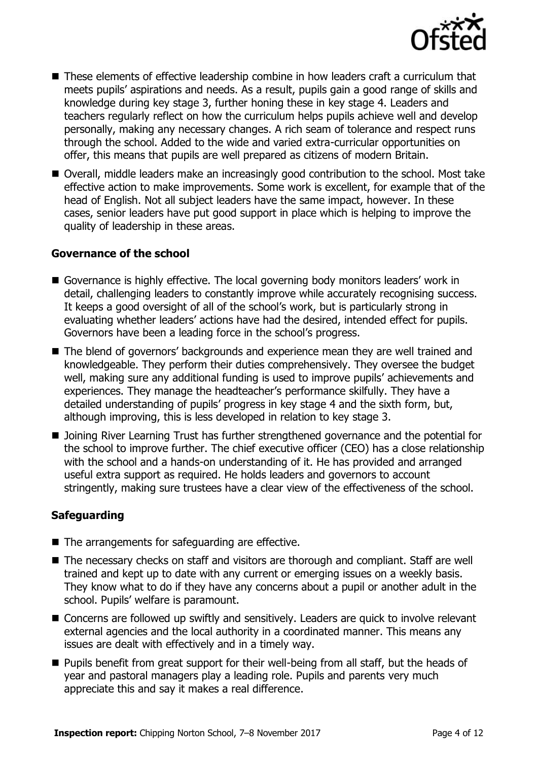- These elements of effective leadership combine in how leaders craft a curriculum that meets pupils' aspirations and needs. As a result, pupils gain a good range of skills and knowledge during key stage 3, further honing these in key stage 4. Leaders and teachers regularly reflect on how the curriculum helps pupils achieve well and develop personally, making any necessary changes. A rich seam of tolerance and respect runs through the school. Added to the wide and varied extra-curricular opportunities on offer, this means that pupils are well prepared as citizens of modern Britain.
- Overall, middle leaders make an increasingly good contribution to the school. Most take effective action to make improvements. Some work is excellent, for example that of the head of English. Not all subject leaders have the same impact, however. In these cases, senior leaders have put good support in place which is helping to improve the quality of leadership in these areas.

### Governance of the school

- Governance is highly effective. The local governing body monitors leaders' work in detail, challenging leaders to constantly improve while accurately recognising success. It keeps a good oversight of all of the school's work, but is particularly strong in evaluating whether leaders' actions have had the desired, intended effect for pupils. Governors have been a leading force in the school's progress.
- The blend of governors' backgrounds and experience mean they are well trained and knowledgeable. They perform their duties comprehensively. They oversee the budget well, making sure any additional funding is used to improve pupils' achievements and experiences. They manage the headteacher's performance skilfully. They have a detailed understanding of pupils' progress in key stage 4 and the sixth form, but, although improving, this is less developed in relation to key stage 3.
- Joining River Learning Trust has further strengthened governance and the potential for the school to improve further. The chief executive officer (CEO) has a close relationship with the school and a hands-on understanding of it. He has provided and arranged useful extra support as required. He holds leaders and governors to account stringently, making sure trustees have a clear view of the effectiveness of the school.

### Safeguarding

- The arrangements for safeguarding are effective.
- The necessary checks on staff and visitors are thorough and compliant. Staff are well trained and kept up to date with any current or emerging issues on a weekly basis. They know what to do if they have any concerns about a pupil or another adult in the school. Pupils' welfare is paramount.
- Concerns are followed up swiftly and sensitively. Leaders are quick to involve relevant external agencies and the local authority in a coordinated manner. This means any issues are dealt with effectively and in a timely way.
- Pupils benefit from great support for their well-being from all staff, but the heads of year and pastoral managers play a leading role. Pupils and parents very much appreciate this and say it makes a real difference.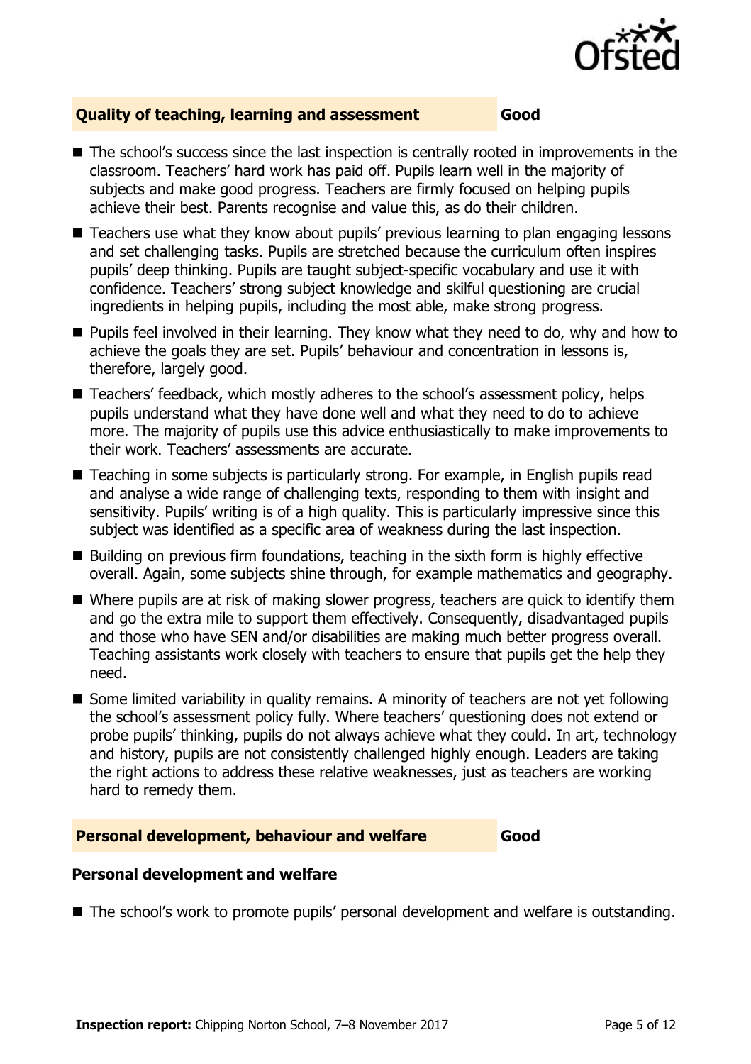## Quality of teaching, learning and assessment — Good

- The school's success since the last inspection is centrally rooted in improvements in the classroom. Teachers' hard work has paid off. Pupils learn well in the majority of subjects and make good progress. Teachers are firmly focused on helping pupils achieve their best. Parents recognise and value this, as do their children.
- Teachers use what they know about pupils' previous learning to plan engaging lessons and set challenging tasks. Pupils are stretched because the curriculum often inspires pupils' deep thinking. Pupils are taught subject-specific vocabulary and use it with confidence. Teachers' strong subject knowledge and skilful questioning are crucial ingredients in helping pupils, including the most able, make strong progress.
- Pupils feel involved in their learning. They know what they need to do, why and how to achieve the goals they are set. Pupils' behaviour and concentration in lessons is, therefore, largely good.
- Teachers' feedback, which mostly adheres to the school's assessment policy, helps pupils understand what they have done well and what they need to do to achieve more. The majority of pupils use this advice enthusiastically to make improvements to their work. Teachers' assessments are accurate.
- Teaching in some subjects is particularly strong. For example, in English pupils read and analyse a wide range of challenging texts, responding to them with insight and sensitivity. Pupils' writing is of a high quality. This is particularly impressive since this subject was identified as a specific area of weakness during the last inspection.
- Building on previous firm foundations, teaching in the sixth form is highly effective overall. Again, some subjects shine through, for example mathematics and geography.
- Where pupils are at risk of making slower progress, teachers are quick to identify them and go the extra mile to support them effectively. Consequently, disadvantaged pupils and those who have SEN and/or disabilities are making much better progress overall. Teaching assistants work closely with teachers to ensure that pupils get the help they need.
- Some limited variability in quality remains. A minority of teachers are not yet following the school's assessment policy fully. Where teachers' questioning does not extend or probe pupils' thinking, pupils do not always achieve what they could. In art, technology and history, pupils are not consistently challenged highly enough. Leaders are taking the right actions to address these relative weaknesses, just as teachers are working hard to remedy them.

## Personal development, behaviour and welfare — Good

### Personal development and welfare

- The school's work to promote pupils' personal development and welfare is outstanding.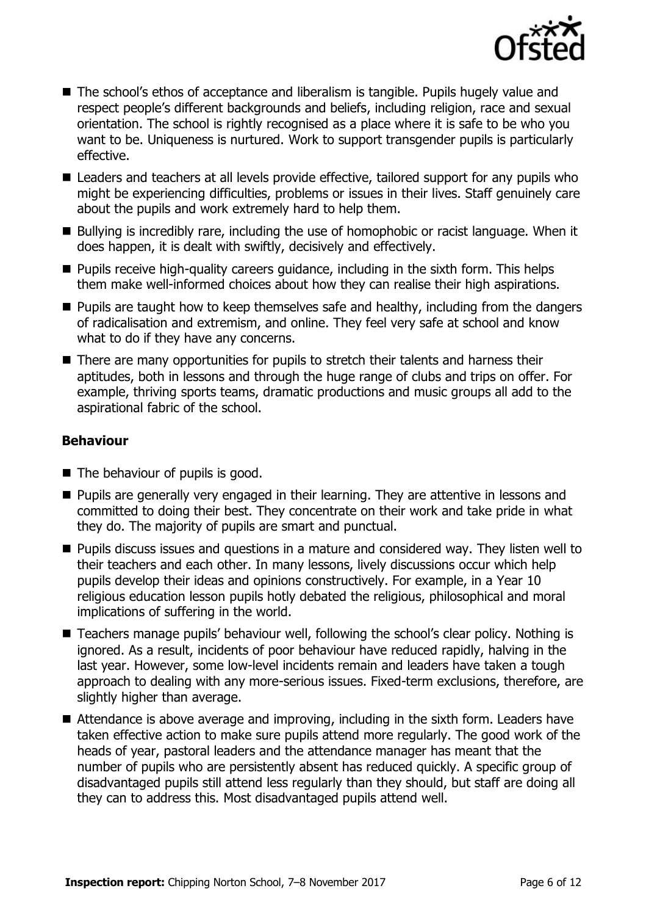- The school's ethos of acceptance and liberalism is tangible. Pupils hugely value and respect people's different backgrounds and beliefs, including religion, race and sexual orientation. The school is rightly recognised as a place where it is safe to be who you want to be. Uniqueness is nurtured. Work to support transgender pupils is particularly effective.
- Leaders and teachers at all levels provide effective, tailored support for any pupils who might be experiencing difficulties, problems or issues in their lives. Staff genuinely care about the pupils and work extremely hard to help them.
- Bullying is incredibly rare, including the use of homophobic or racist language. When it does happen, it is dealt with swiftly, decisively and effectively.
- Pupils receive high-quality careers guidance, including in the sixth form. This helps them make well-informed choices about how they can realise their high aspirations.
- Pupils are taught how to keep themselves safe and healthy, including from the dangers of radicalisation and extremism, and online. They feel very safe at school and know what to do if they have any concerns.
- There are many opportunities for pupils to stretch their talents and harness their aptitudes, both in lessons and through the huge range of clubs and trips on offer. For example, thriving sports teams, dramatic productions and music groups all add to the aspirational fabric of the school.

### Behaviour

- The behaviour of pupils is good.
- Pupils are generally very engaged in their learning. They are attentive in lessons and committed to doing their best. They concentrate on their work and take pride in what they do. The majority of pupils are smart and punctual.
- Pupils discuss issues and questions in a mature and considered way. They listen well to their teachers and each other. In many lessons, lively discussions occur which help pupils develop their ideas and opinions constructively. For example, in a Year 10 religious education lesson pupils hotly debated the religious, philosophical and moral implications of suffering in the world.
- Teachers manage pupils' behaviour well, following the school's clear policy. Nothing is ignored. As a result, incidents of poor behaviour have reduced rapidly, halving in the last year. However, some low-level incidents remain and leaders have taken a tough approach to dealing with any more-serious issues. Fixed-term exclusions, therefore, are slightly higher than average.
- Attendance is above average and improving, including in the sixth form. Leaders have taken effective action to make sure pupils attend more regularly. The good work of the heads of year, pastoral leaders and the attendance manager has meant that the number of pupils who are persistently absent has reduced quickly. A specific group of disadvantaged pupils still attend less regularly than they should, but staff are doing all they can to address this. Most disadvantaged pupils attend well.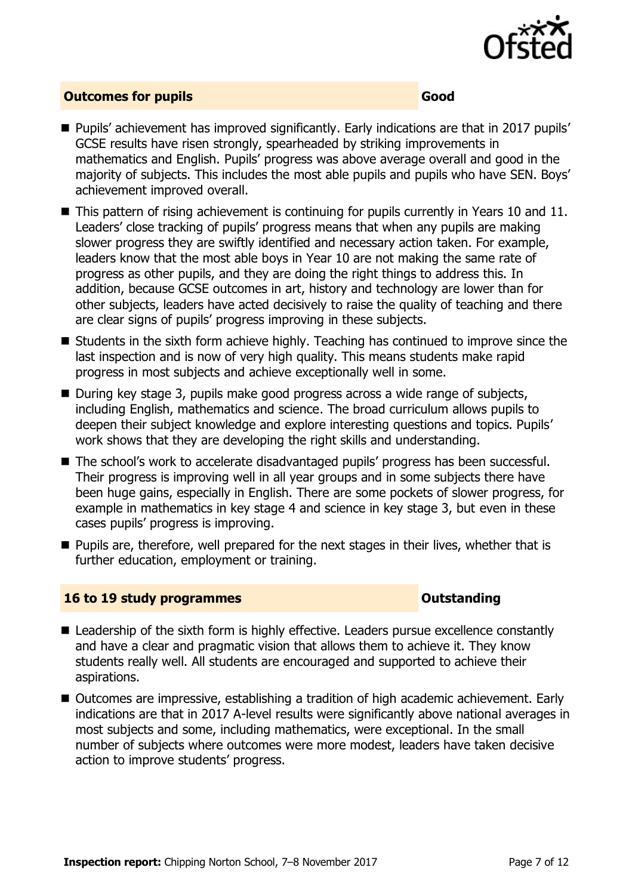## Outcomes for pupils — Good

- Pupils' achievement has improved significantly. Early indications are that in 2017 pupils' GCSE results have risen strongly, spearheaded by striking improvements in mathematics and English. Pupils' progress was above average overall and good in the majority of subjects. This includes the most able pupils and pupils who have SEN. Boys' achievement improved overall.
- This pattern of rising achievement is continuing for pupils currently in Years 10 and 11. Leaders' close tracking of pupils' progress means that when any pupils are making slower progress they are swiftly identified and necessary action taken. For example, leaders know that the most able boys in Year 10 are not making the same rate of progress as other pupils, and they are doing the right things to address this. In addition, because GCSE outcomes in art, history and technology are lower than for other subjects, leaders have acted decisively to raise the quality of teaching and there are clear signs of pupils' progress improving in these subjects.
- Students in the sixth form achieve highly. Teaching has continued to improve since the last inspection and is now of very high quality. This means students make rapid progress in most subjects and achieve exceptionally well in some.
- During key stage 3, pupils make good progress across a wide range of subjects, including English, mathematics and science. The broad curriculum allows pupils to deepen their subject knowledge and explore interesting questions and topics. Pupils' work shows that they are developing the right skills and understanding.
- The school's work to accelerate disadvantaged pupils' progress has been successful. Their progress is improving well in all year groups and in some subjects there have been huge gains, especially in English. There are some pockets of slower progress, for example in mathematics in key stage 4 and science in key stage 3, but even in these cases pupils' progress is improving.
- Pupils are, therefore, well prepared for the next stages in their lives, whether that is further education, employment or training.

## 16 to 19 study programmes — Outstanding

- Leadership of the sixth form is highly effective. Leaders pursue excellence constantly and have a clear and pragmatic vision that allows them to achieve it. They know students really well. All students are encouraged and supported to achieve their aspirations.
- Outcomes are impressive, establishing a tradition of high academic achievement. Early indications are that in 2017 A-level results were significantly above national averages in most subjects and some, including mathematics, were exceptional. In the small number of subjects where outcomes were more modest, leaders have taken decisive action to improve students' progress.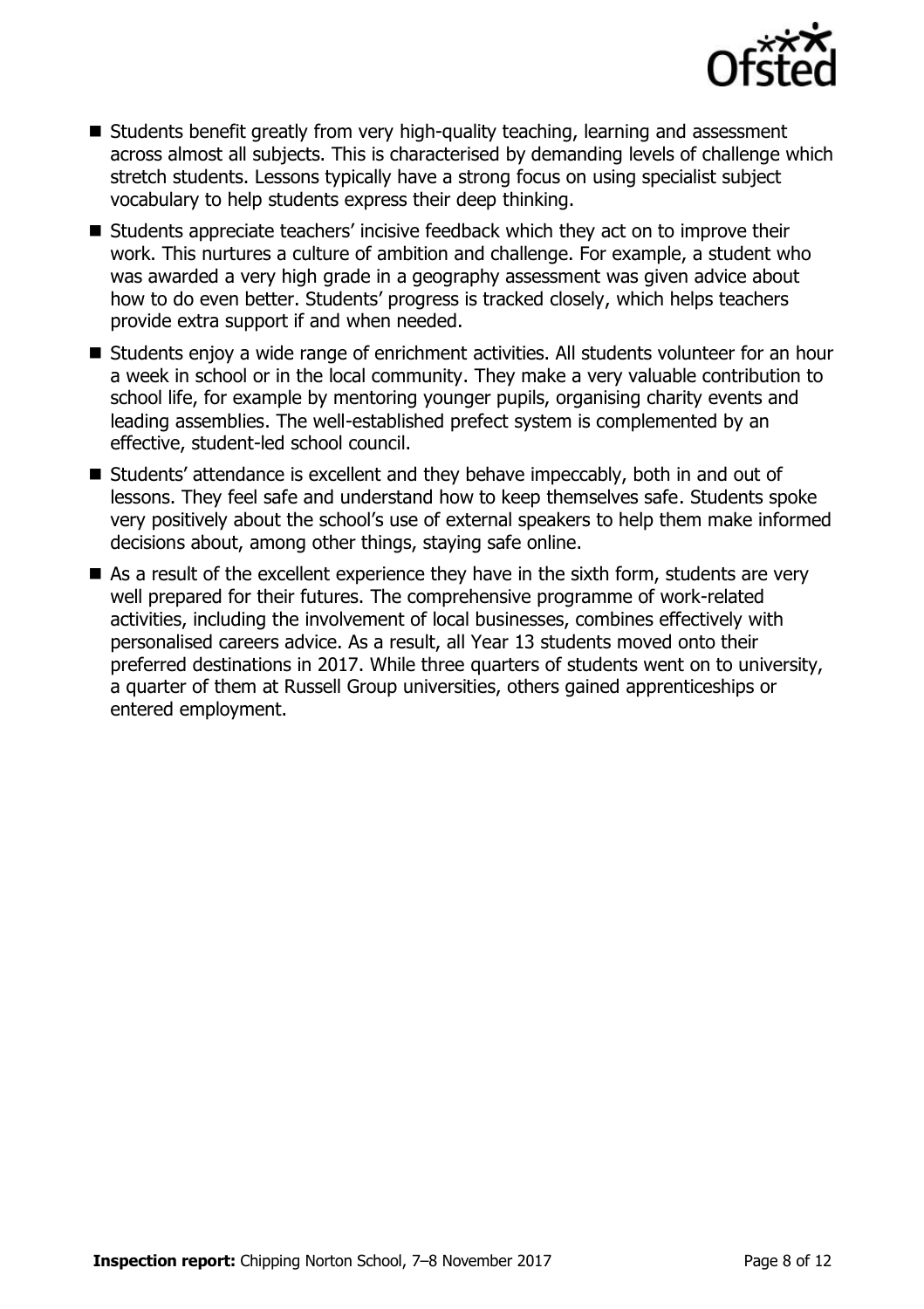- Students benefit greatly from very high-quality teaching, learning and assessment across almost all subjects. This is characterised by demanding levels of challenge which stretch students. Lessons typically have a strong focus on using specialist subject vocabulary to help students express their deep thinking.
- Students appreciate teachers' incisive feedback which they act on to improve their work. This nurtures a culture of ambition and challenge. For example, a student who was awarded a very high grade in a geography assessment was given advice about how to do even better. Students' progress is tracked closely, which helps teachers provide extra support if and when needed.
- Students enjoy a wide range of enrichment activities. All students volunteer for an hour a week in school or in the local community. They make a very valuable contribution to school life, for example by mentoring younger pupils, organising charity events and leading assemblies. The well-established prefect system is complemented by an effective, student-led school council.
- Students' attendance is excellent and they behave impeccably, both in and out of lessons. They feel safe and understand how to keep themselves safe. Students spoke very positively about the school's use of external speakers to help them make informed decisions about, among other things, staying safe online.
- As a result of the excellent experience they have in the sixth form, students are very well prepared for their futures. The comprehensive programme of work-related activities, including the involvement of local businesses, combines effectively with personalised careers advice. As a result, all Year 13 students moved onto their preferred destinations in 2017. While three quarters of students went on to university, a quarter of them at Russell Group universities, others gained apprenticeships or entered employment.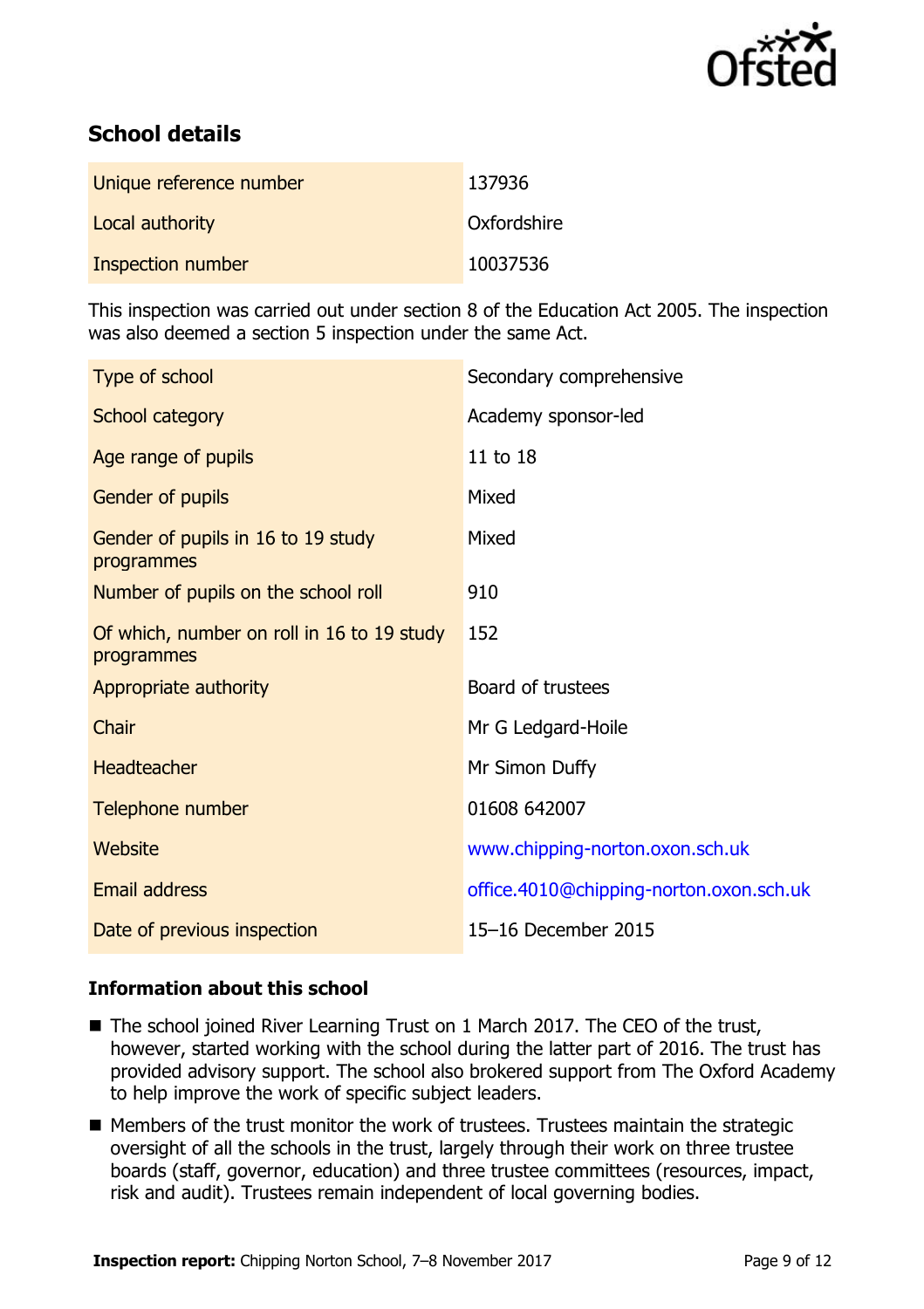## School details

| | |
|---|---|
| Unique reference number | 137936 |
| Local authority | Oxfordshire |
| Inspection number | 10037536 |

This inspection was carried out under section 8 of the Education Act 2005. The inspection was also deemed a section 5 inspection under the same Act.

| | |
|---|---|
| Type of school | Secondary comprehensive |
| School category | Academy sponsor-led |
| Age range of pupils | 11 to 18 |
| Gender of pupils | Mixed |
| Gender of pupils in 16 to 19 study programmes | Mixed |
| Number of pupils on the school roll | 910 |
| Of which, number on roll in 16 to 19 study programmes | 152 |
| Appropriate authority | Board of trustees |
| Chair | Mr G Ledgard-Hoile |
| Headteacher | Mr Simon Duffy |
| Telephone number | 01608 642007 |
| Website | www.chipping-norton.oxon.sch.uk |
| Email address | office.4010@chipping-norton.oxon.sch.uk |
| Date of previous inspection | 15–16 December 2015 |

### Information about this school

- The school joined River Learning Trust on 1 March 2017. The CEO of the trust, however, started working with the school during the latter part of 2016. The trust has provided advisory support. The school also brokered support from The Oxford Academy to help improve the work of specific subject leaders.
- Members of the trust monitor the work of trustees. Trustees maintain the strategic oversight of all the schools in the trust, largely through their work on three trustee boards (staff, governor, education) and three trustee committees (resources, impact, risk and audit). Trustees remain independent of local governing bodies.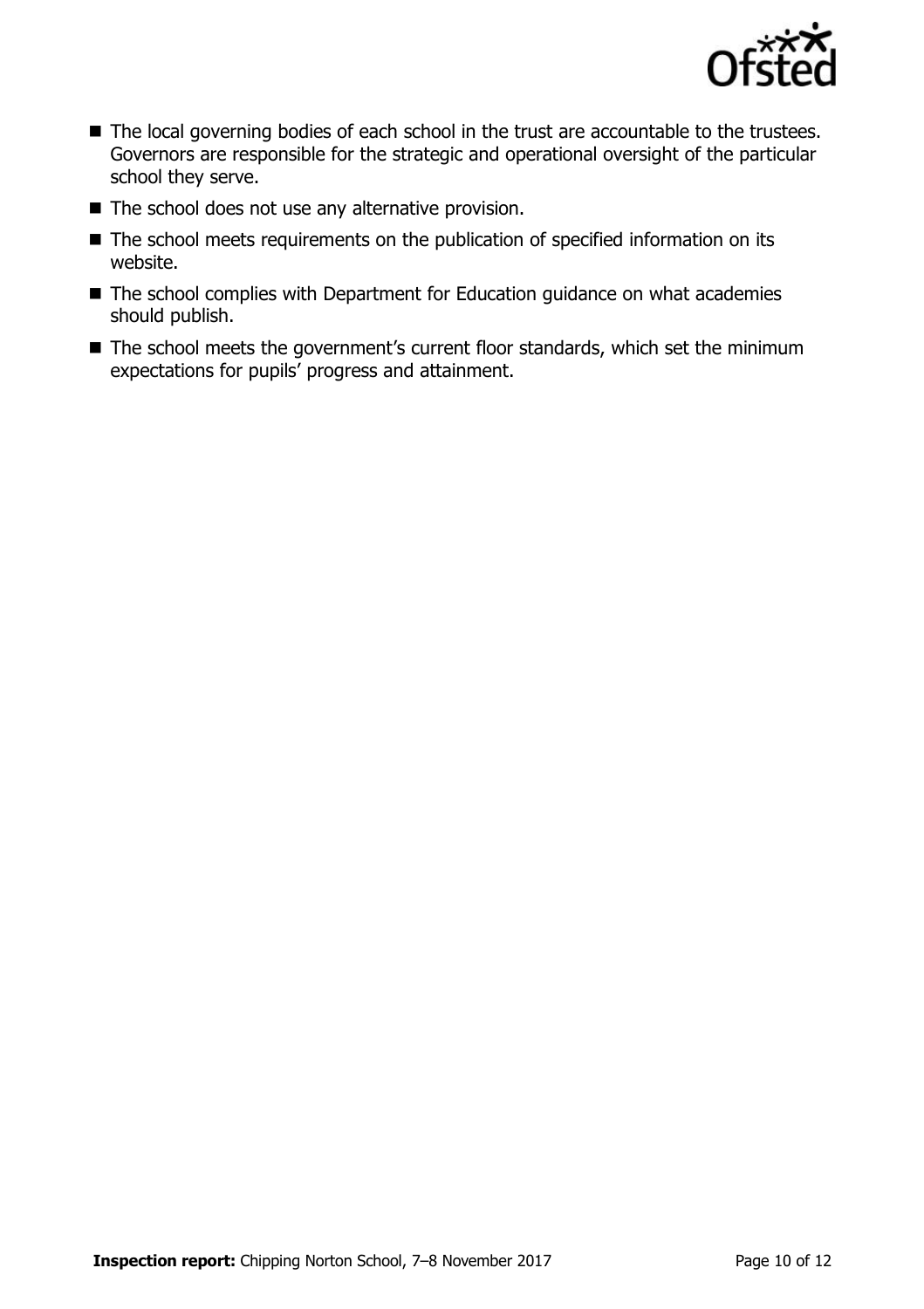- The local governing bodies of each school in the trust are accountable to the trustees. Governors are responsible for the strategic and operational oversight of the particular school they serve.
- The school does not use any alternative provision.
- The school meets requirements on the publication of specified information on its website.
- The school complies with Department for Education guidance on what academies should publish.
- The school meets the government's current floor standards, which set the minimum expectations for pupils' progress and attainment.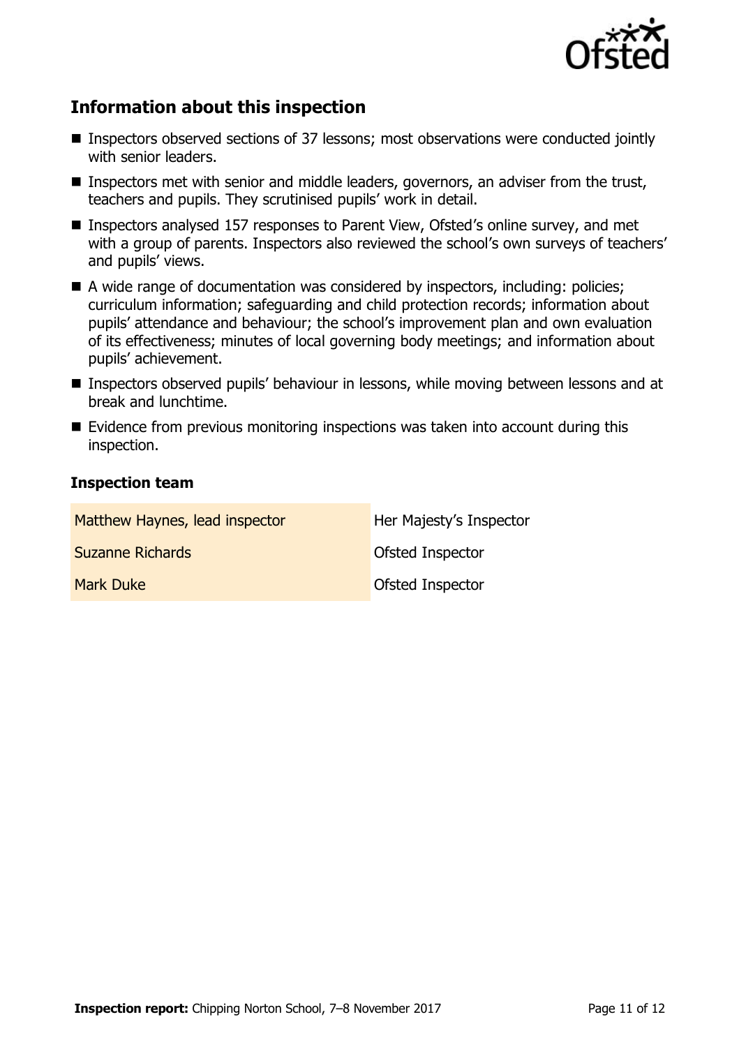## Information about this inspection

- Inspectors observed sections of 37 lessons; most observations were conducted jointly with senior leaders.
- Inspectors met with senior and middle leaders, governors, an adviser from the trust, teachers and pupils. They scrutinised pupils' work in detail.
- Inspectors analysed 157 responses to Parent View, Ofsted's online survey, and met with a group of parents. Inspectors also reviewed the school's own surveys of teachers' and pupils' views.
- A wide range of documentation was considered by inspectors, including: policies; curriculum information; safeguarding and child protection records; information about pupils' attendance and behaviour; the school's improvement plan and own evaluation of its effectiveness; minutes of local governing body meetings; and information about pupils' achievement.
- Inspectors observed pupils' behaviour in lessons, while moving between lessons and at break and lunchtime.
- Evidence from previous monitoring inspections was taken into account during this inspection.

### Inspection team

| | |
|---|---|
| Matthew Haynes, lead inspector | Her Majesty's Inspector |
| Suzanne Richards | Ofsted Inspector |
| Mark Duke | Ofsted Inspector |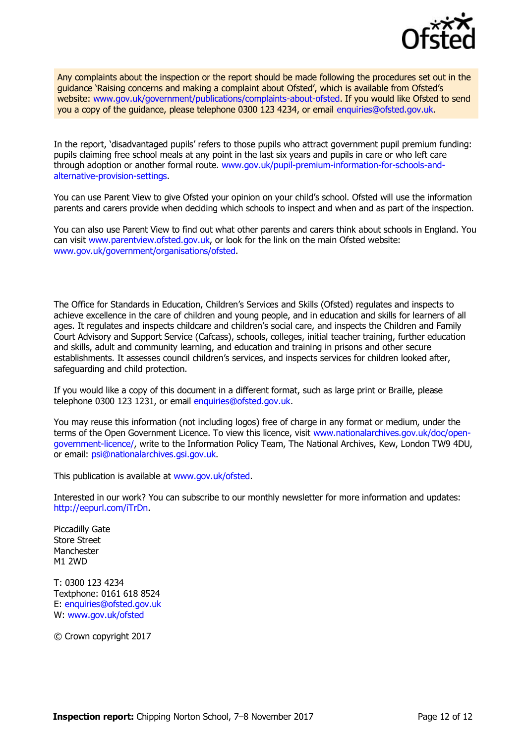Any complaints about the inspection or the report should be made following the procedures set out in the guidance 'Raising concerns and making a complaint about Ofsted', which is available from Ofsted's website: www.gov.uk/government/publications/complaints-about-ofsted. If you would like Ofsted to send you a copy of the guidance, please telephone 0300 123 4234, or email enquiries@ofsted.gov.uk.

In the report, 'disadvantaged pupils' refers to those pupils who attract government pupil premium funding: pupils claiming free school meals at any point in the last six years and pupils in care or who left care through adoption or another formal route. www.gov.uk/pupil-premium-information-for-schools-and-alternative-provision-settings.

You can use Parent View to give Ofsted your opinion on your child's school. Ofsted will use the information parents and carers provide when deciding which schools to inspect and when and as part of the inspection.

You can also use Parent View to find out what other parents and carers think about schools in England. You can visit www.parentview.ofsted.gov.uk, or look for the link on the main Ofsted website: www.gov.uk/government/organisations/ofsted.

The Office for Standards in Education, Children's Services and Skills (Ofsted) regulates and inspects to achieve excellence in the care of children and young people, and in education and skills for learners of all ages. It regulates and inspects childcare and children's social care, and inspects the Children and Family Court Advisory and Support Service (Cafcass), schools, colleges, initial teacher training, further education and skills, adult and community learning, and education and training in prisons and other secure establishments. It assesses council children's services, and inspects services for children looked after, safeguarding and child protection.

If you would like a copy of this document in a different format, such as large print or Braille, please telephone 0300 123 1231, or email enquiries@ofsted.gov.uk.

You may reuse this information (not including logos) free of charge in any format or medium, under the terms of the Open Government Licence. To view this licence, visit www.nationalarchives.gov.uk/doc/open-government-licence/, write to the Information Policy Team, The National Archives, Kew, London TW9 4DU, or email: psi@nationalarchives.gsi.gov.uk.

This publication is available at www.gov.uk/ofsted.

Interested in our work? You can subscribe to our monthly newsletter for more information and updates: http://eepurl.com/iTrDn.

Piccadilly Gate
Store Street
Manchester
M1 2WD

T: 0300 123 4234
Textphone: 0161 618 8524
E: enquiries@ofsted.gov.uk
W: www.gov.uk/ofsted

© Crown copyright 2017